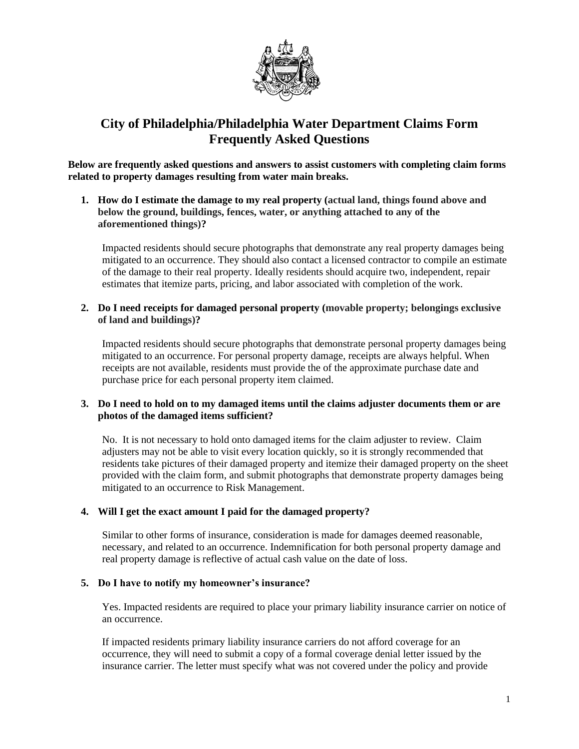# City of Philadelphia/Philadelphia Water Department Claims Form Frequently Asked Questions

**Below are frequently asked questions and answers to assist customers with completing claim forms related to property damages resulting from water main breaks.**

1. **How do I estimate the damage to my real property (actual land, things found above and below the ground, buildings, fences, water, or anything attached to any of the aforementioned things)?**

   Impacted residents should secure photographs that demonstrate any real property damages being mitigated to an occurrence. They should also contact a licensed contractor to compile an estimate of the damage to their real property. Ideally residents should acquire two, independent, repair estimates that itemize parts, pricing, and labor associated with completion of the work.

2. **Do I need receipts for damaged personal property (movable property; belongings exclusive of land and buildings)?**

   Impacted residents should secure photographs that demonstrate personal property damages being mitigated to an occurrence. For personal property damage, receipts are always helpful. When receipts are not available, residents must provide the of the approximate purchase date and purchase price for each personal property item claimed.

3. **Do I need to hold on to my damaged items until the claims adjuster documents them or are photos of the damaged items sufficient?**

   No. It is not necessary to hold onto damaged items for the claim adjuster to review. Claim adjusters may not be able to visit every location quickly, so it is strongly recommended that residents take pictures of their damaged property and itemize their damaged property on the sheet provided with the claim form, and submit photographs that demonstrate property damages being mitigated to an occurrence to Risk Management.

4. **Will I get the exact amount I paid for the damaged property?**

   Similar to other forms of insurance, consideration is made for damages deemed reasonable, necessary, and related to an occurrence. Indemnification for both personal property damage and real property damage is reflective of actual cash value on the date of loss.

5. **Do I have to notify my homeowner's insurance?**

   Yes. Impacted residents are required to place your primary liability insurance carrier on notice of an occurrence.

   If impacted residents primary liability insurance carriers do not afford coverage for an occurrence, they will need to submit a copy of a formal coverage denial letter issued by the insurance carrier. The letter must specify what was not covered under the policy and provide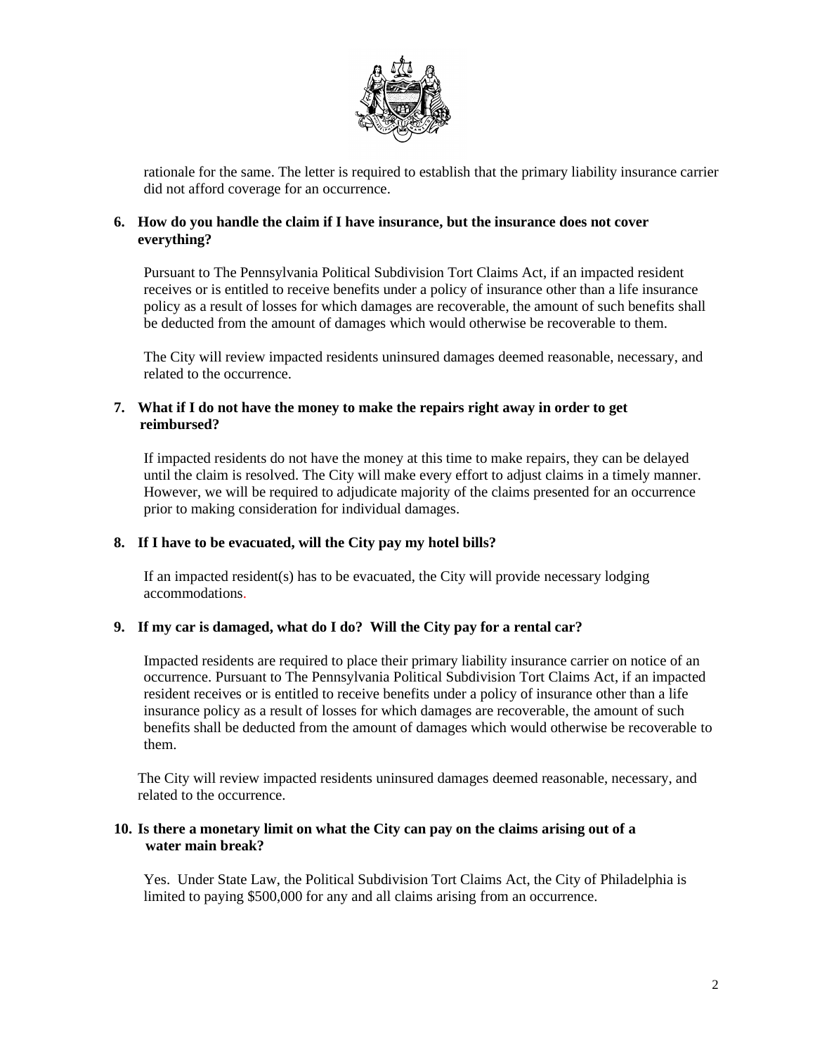rationale for the same. The letter is required to establish that the primary liability insurance carrier did not afford coverage for an occurrence.

**6. How do you handle the claim if I have insurance, but the insurance does not cover everything?**

Pursuant to The Pennsylvania Political Subdivision Tort Claims Act, if an impacted resident receives or is entitled to receive benefits under a policy of insurance other than a life insurance policy as a result of losses for which damages are recoverable, the amount of such benefits shall be deducted from the amount of damages which would otherwise be recoverable to them.

The City will review impacted residents uninsured damages deemed reasonable, necessary, and related to the occurrence.

**7. What if I do not have the money to make the repairs right away in order to get reimbursed?**

If impacted residents do not have the money at this time to make repairs, they can be delayed until the claim is resolved. The City will make every effort to adjust claims in a timely manner. However, we will be required to adjudicate majority of the claims presented for an occurrence prior to making consideration for individual damages.

**8. If I have to be evacuated, will the City pay my hotel bills?**

If an impacted resident(s) has to be evacuated, the City will provide necessary lodging accommodations.

**9. If my car is damaged, what do I do? Will the City pay for a rental car?**

Impacted residents are required to place their primary liability insurance carrier on notice of an occurrence. Pursuant to The Pennsylvania Political Subdivision Tort Claims Act, if an impacted resident receives or is entitled to receive benefits under a policy of insurance other than a life insurance policy as a result of losses for which damages are recoverable, the amount of such benefits shall be deducted from the amount of damages which would otherwise be recoverable to them.

The City will review impacted residents uninsured damages deemed reasonable, necessary, and related to the occurrence.

**10. Is there a monetary limit on what the City can pay on the claims arising out of a water main break?**

Yes. Under State Law, the Political Subdivision Tort Claims Act, the City of Philadelphia is limited to paying $500,000 for any and all claims arising from an occurrence.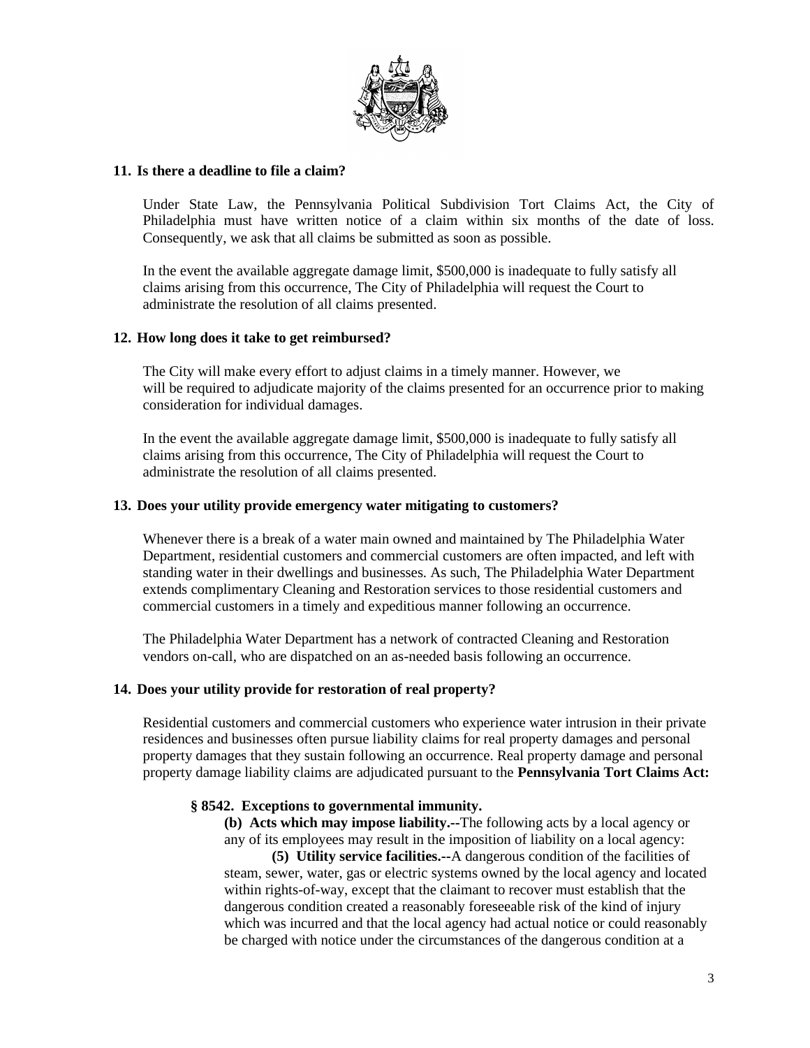### 11. Is there a deadline to file a claim?

Under State Law, the Pennsylvania Political Subdivision Tort Claims Act, the City of Philadelphia must have written notice of a claim within six months of the date of loss. Consequently, we ask that all claims be submitted as soon as possible.

In the event the available aggregate damage limit, $500,000 is inadequate to fully satisfy all claims arising from this occurrence, The City of Philadelphia will request the Court to administrate the resolution of all claims presented.

### 12. How long does it take to get reimbursed?

The City will make every effort to adjust claims in a timely manner. However, we will be required to adjudicate majority of the claims presented for an occurrence prior to making consideration for individual damages.

In the event the available aggregate damage limit, $500,000 is inadequate to fully satisfy all claims arising from this occurrence, The City of Philadelphia will request the Court to administrate the resolution of all claims presented.

### 13. Does your utility provide emergency water mitigating to customers?

Whenever there is a break of a water main owned and maintained by The Philadelphia Water Department, residential customers and commercial customers are often impacted, and left with standing water in their dwellings and businesses. As such, The Philadelphia Water Department extends complimentary Cleaning and Restoration services to those residential customers and commercial customers in a timely and expeditious manner following an occurrence.

The Philadelphia Water Department has a network of contracted Cleaning and Restoration vendors on-call, who are dispatched on an as-needed basis following an occurrence.

### 14. Does your utility provide for restoration of real property?

Residential customers and commercial customers who experience water intrusion in their private residences and businesses often pursue liability claims for real property damages and personal property damages that they sustain following an occurrence. Real property damage and personal property damage liability claims are adjudicated pursuant to the **Pennsylvania Tort Claims Act:**

> **§ 8542. Exceptions to governmental immunity.**
>
> **(b) Acts which may impose liability.--**The following acts by a local agency or any of its employees may result in the imposition of liability on a local agency:
>
> **(5) Utility service facilities.--**A dangerous condition of the facilities of steam, sewer, water, gas or electric systems owned by the local agency and located within rights-of-way, except that the claimant to recover must establish that the dangerous condition created a reasonably foreseeable risk of the kind of injury which was incurred and that the local agency had actual notice or could reasonably be charged with notice under the circumstances of the dangerous condition at a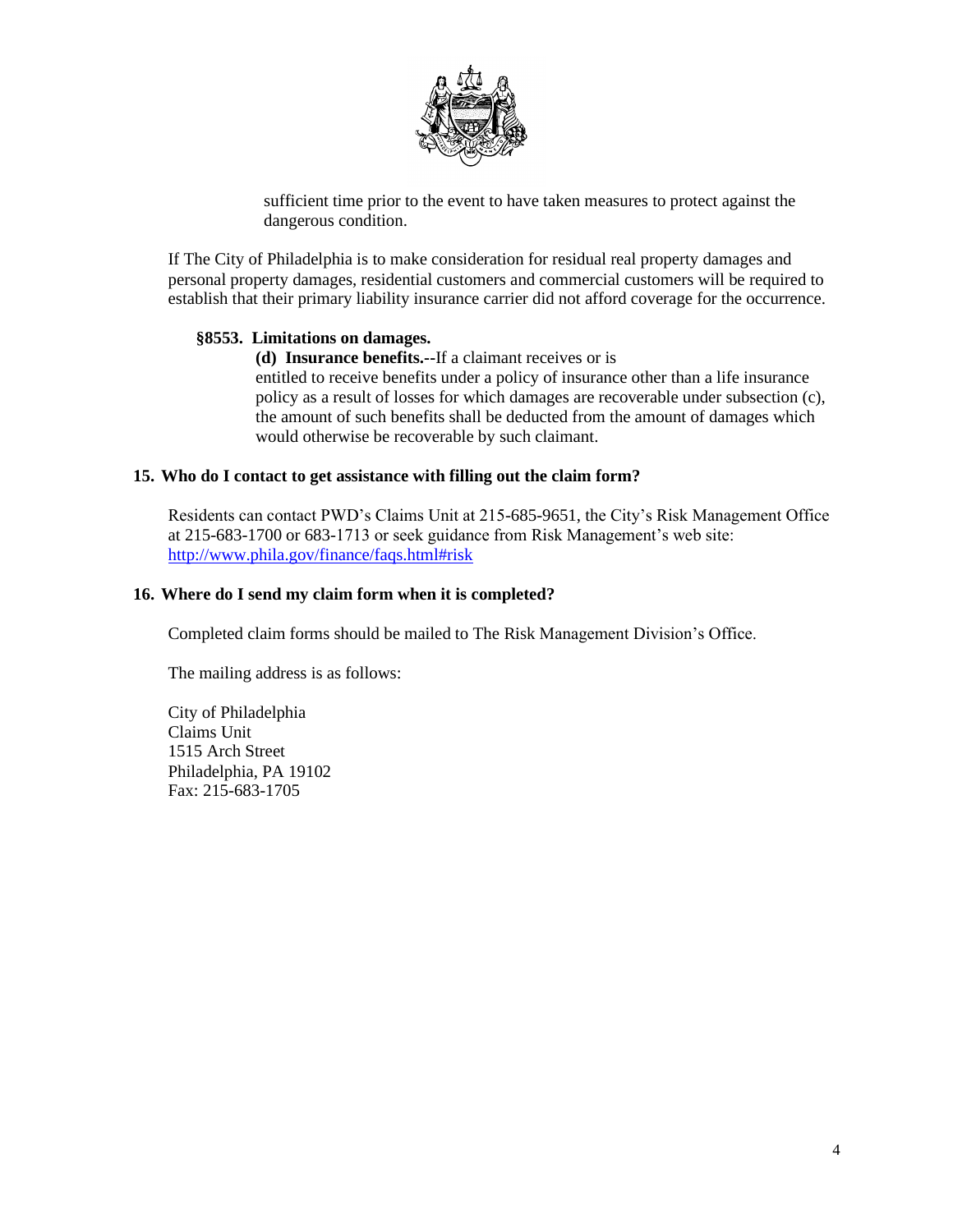sufficient time prior to the event to have taken measures to protect against the dangerous condition.

If The City of Philadelphia is to make consideration for residual real property damages and personal property damages, residential customers and commercial customers will be required to establish that their primary liability insurance carrier did not afford coverage for the occurrence.

**§8553. Limitations on damages.**

**(d) Insurance benefits.--**If a claimant receives or is entitled to receive benefits under a policy of insurance other than a life insurance policy as a result of losses for which damages are recoverable under subsection (c), the amount of such benefits shall be deducted from the amount of damages which would otherwise be recoverable by such claimant.

**15. Who do I contact to get assistance with filling out the claim form?**

Residents can contact PWD's Claims Unit at 215-685-9651, the City's Risk Management Office at 215-683-1700 or 683-1713 or seek guidance from Risk Management's web site: http://www.phila.gov/finance/faqs.html#risk

**16. Where do I send my claim form when it is completed?**

Completed claim forms should be mailed to The Risk Management Division's Office.

The mailing address is as follows:

City of Philadelphia
Claims Unit
1515 Arch Street
Philadelphia, PA 19102
Fax: 215-683-1705